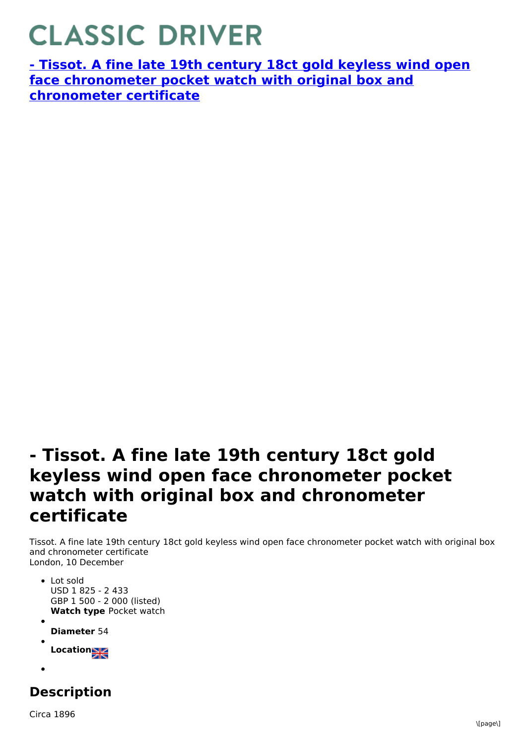# CLASSIC DRIVER

**[- Tissot. A fine late 19th century 18ct gold keyless wind open face chronometer pocket watch with original box and chronometer certificate]()**

# - Tissot. A fine late 19th century 18ct gold keyless wind open face chronometer pocket watch with original box and chronometer certificate

Tissot. A fine late 19th century 18ct gold keyless wind open face chronometer pocket watch with original box and chronometer certificate
London, 10 December

- Lot sold
  USD 1 825 - 2 433
  GBP 1 500 - 2 000 (listed)
  **Watch type** Pocket watch
- **Diameter** 54
- **Location**
- 

## Description

Circa 1896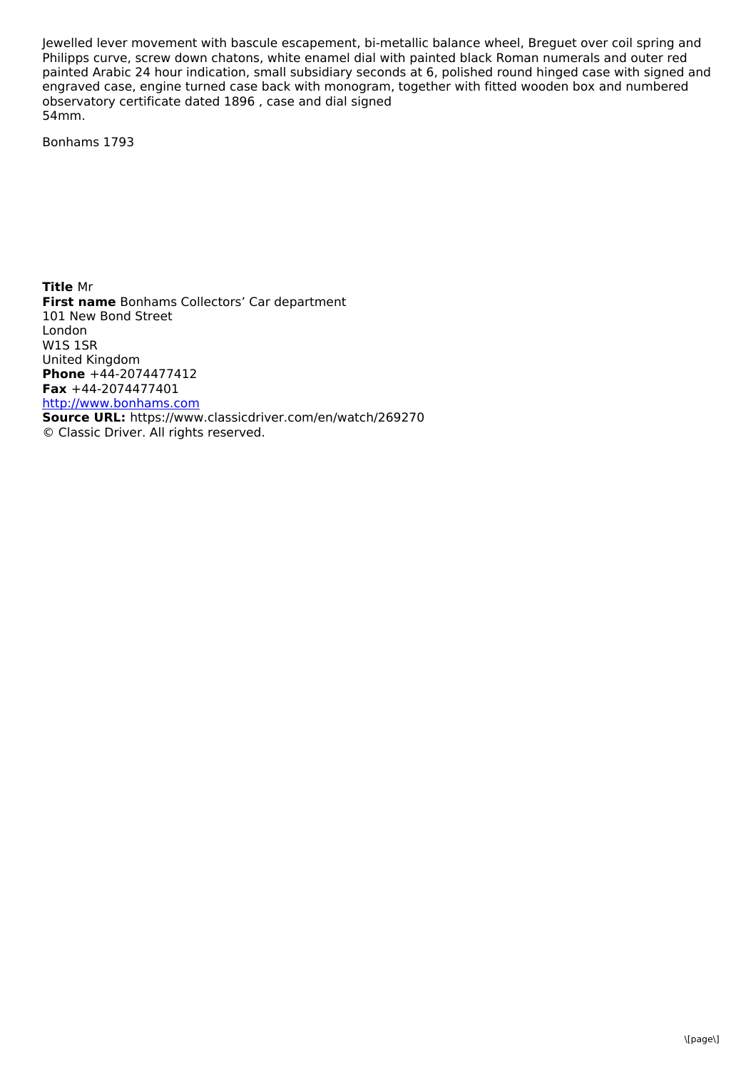Jewelled lever movement with bascule escapement, bi-metallic balance wheel, Breguet over coil spring and Philipps curve, screw down chatons, white enamel dial with painted black Roman numerals and outer red painted Arabic 24 hour indication, small subsidiary seconds at 6, polished round hinged case with signed and engraved case, engine turned case back with monogram, together with fitted wooden box and numbered observatory certificate dated 1896 , case and dial signed
54mm.

Bonhams 1793

**Title** Mr
**First name** Bonhams Collectors' Car department
101 New Bond Street
London
W1S 1SR
United Kingdom
**Phone** +44-2074477412
**Fax** +44-2074477401
http://www.bonhams.com
**Source URL:** https://www.classicdriver.com/en/watch/269270
© Classic Driver. All rights reserved.